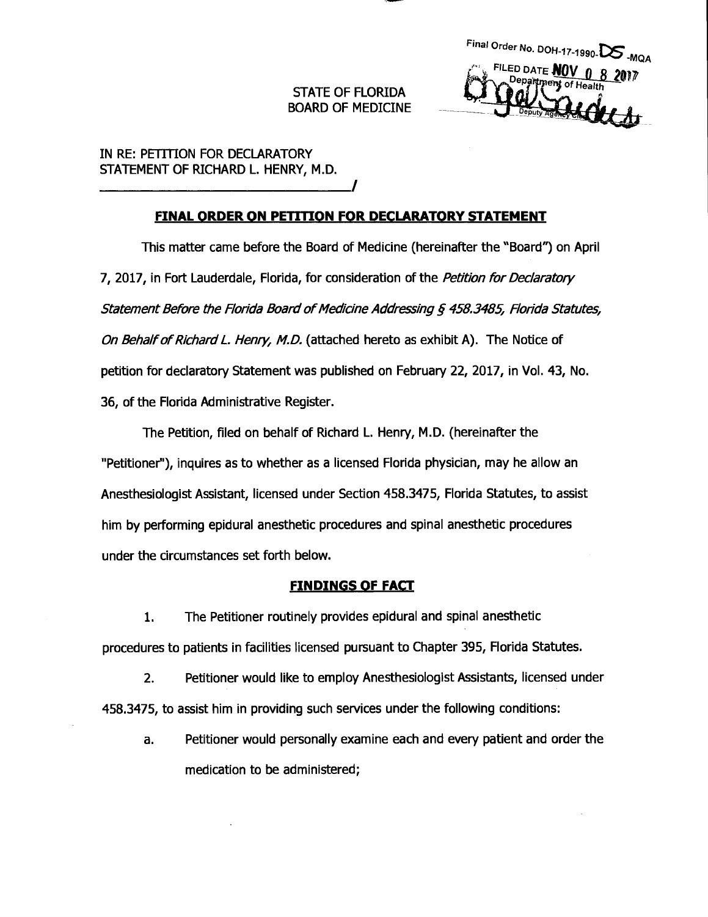Final Order No. DOH-17-1990-DS-MQA
FILED DATE NOV 0 8 2017
Department of Health
By: Deputy Agency Clerk

STATE OF FLORIDA
BOARD OF MEDICINE

IN RE: PETITION FOR DECLARATORY
STATEMENT OF RICHARD L. HENRY, M.D.
_______________________________________/

## FINAL ORDER ON PETITION FOR DECLARATORY STATEMENT

This matter came before the Board of Medicine (hereinafter the "Board") on April 7, 2017, in Fort Lauderdale, Florida, for consideration of the *Petition for Declaratory Statement Before the Florida Board of Medicine Addressing § 458.3485, Florida Statutes, On Behalf of Richard L. Henry, M.D.* (attached hereto as exhibit A). The Notice of petition for declaratory Statement was published on February 22, 2017, in Vol. 43, No. 36, of the Florida Administrative Register.

The Petition, filed on behalf of Richard L. Henry, M.D. (hereinafter the "Petitioner"), inquires as to whether as a licensed Florida physician, may he allow an Anesthesiologist Assistant, licensed under Section 458.3475, Florida Statutes, to assist him by performing epidural anesthetic procedures and spinal anesthetic procedures under the circumstances set forth below.

## FINDINGS OF FACT

1. The Petitioner routinely provides epidural and spinal anesthetic procedures to patients in facilities licensed pursuant to Chapter 395, Florida Statutes.

2. Petitioner would like to employ Anesthesiologist Assistants, licensed under 458.3475, to assist him in providing such services under the following conditions:

   a. Petitioner would personally examine each and every patient and order the medication to be administered;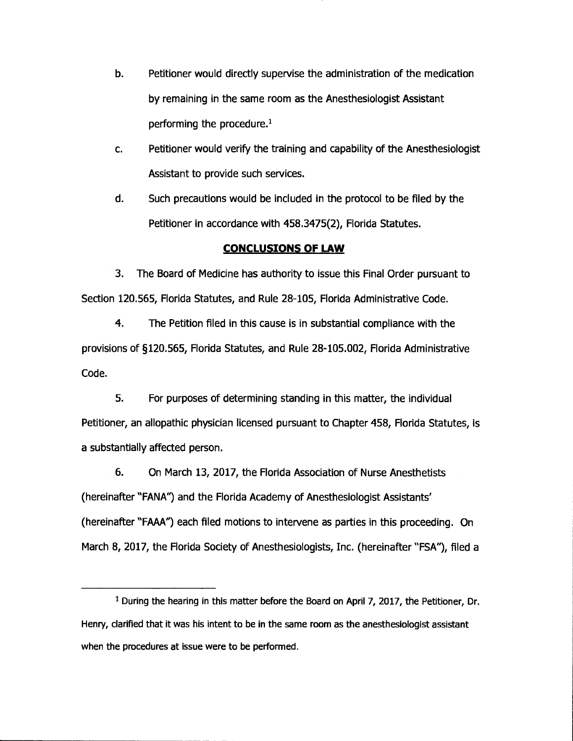b. Petitioner would directly supervise the administration of the medication by remaining in the same room as the Anesthesiologist Assistant performing the procedure.[1]

c. Petitioner would verify the training and capability of the Anesthesiologist Assistant to provide such services.

d. Such precautions would be included in the protocol to be filed by the Petitioner in accordance with 458.3475(2), Florida Statutes.

## CONCLUSIONS OF LAW

3. The Board of Medicine has authority to issue this Final Order pursuant to Section 120.565, Florida Statutes, and Rule 28-105, Florida Administrative Code.

4. The Petition filed in this cause is in substantial compliance with the provisions of §120.565, Florida Statutes, and Rule 28-105.002, Florida Administrative Code.

5. For purposes of determining standing in this matter, the individual Petitioner, an allopathic physician licensed pursuant to Chapter 458, Florida Statutes, is a substantially affected person.

6. On March 13, 2017, the Florida Association of Nurse Anesthetists (hereinafter "FANA") and the Florida Academy of Anesthesiologist Assistants' (hereinafter "FAAA") each filed motions to intervene as parties in this proceeding. On March 8, 2017, the Florida Society of Anesthesiologists, Inc. (hereinafter "FSA"), filed a

---

[1] During the hearing in this matter before the Board on April 7, 2017, the Petitioner, Dr. Henry, clarified that it was his intent to be in the same room as the anesthesiologist assistant when the procedures at issue were to be performed.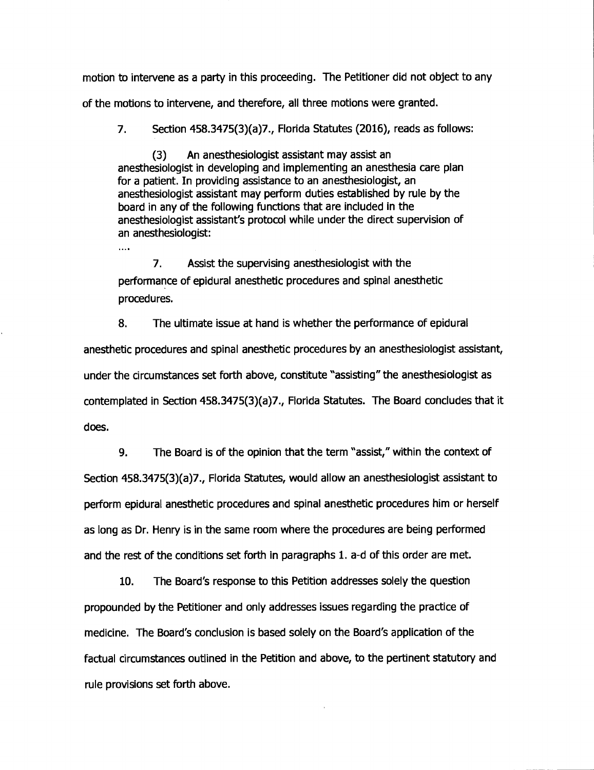motion to intervene as a party in this proceeding. The Petitioner did not object to any of the motions to intervene, and therefore, all three motions were granted.

7. Section 458.3475(3)(a)7., Florida Statutes (2016), reads as follows:

> (3) An anesthesiologist assistant may assist an anesthesiologist in developing and implementing an anesthesia care plan for a patient. In providing assistance to an anesthesiologist, an anesthesiologist assistant may perform duties established by rule by the board in any of the following functions that are included in the anesthesiologist assistant's protocol while under the direct supervision of an anesthesiologist:
>
> ....
>
> 7. Assist the supervising anesthesiologist with the performance of epidural anesthetic procedures and spinal anesthetic procedures.

8. The ultimate issue at hand is whether the performance of epidural anesthetic procedures and spinal anesthetic procedures by an anesthesiologist assistant, under the circumstances set forth above, constitute "assisting" the anesthesiologist as contemplated in Section 458.3475(3)(a)7., Florida Statutes. The Board concludes that it does.

9. The Board is of the opinion that the term "assist," within the context of Section 458.3475(3)(a)7., Florida Statutes, would allow an anesthesiologist assistant to perform epidural anesthetic procedures and spinal anesthetic procedures him or herself as long as Dr. Henry is in the same room where the procedures are being performed and the rest of the conditions set forth in paragraphs 1. a-d of this order are met.

10. The Board's response to this Petition addresses solely the question propounded by the Petitioner and only addresses issues regarding the practice of medicine. The Board's conclusion is based solely on the Board's application of the factual circumstances outlined in the Petition and above, to the pertinent statutory and rule provisions set forth above.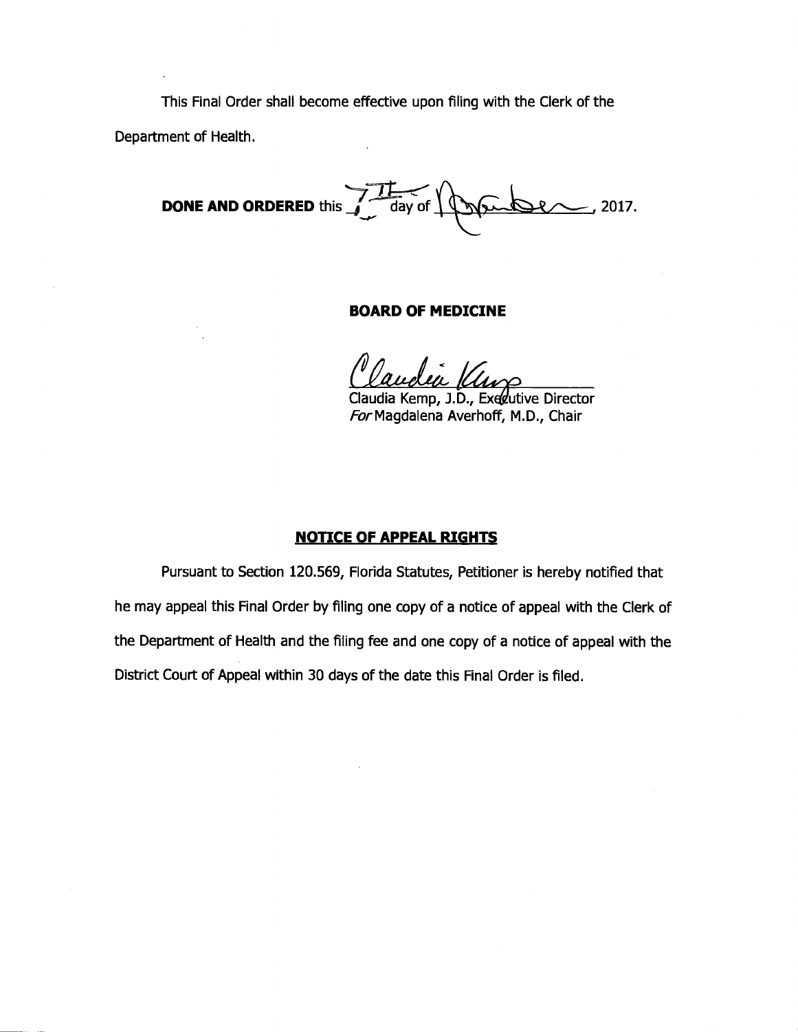This Final Order shall become effective upon filing with the Clerk of the Department of Health.

**DONE AND ORDERED** this 7th day of November, 2017.

**BOARD OF MEDICINE**

Claudia Kemp

Claudia Kemp, J.D., Executive Director
*For* Magdalena Averhoff, M.D., Chair

## NOTICE OF APPEAL RIGHTS

Pursuant to Section 120.569, Florida Statutes, Petitioner is hereby notified that he may appeal this Final Order by filing one copy of a notice of appeal with the Clerk of the Department of Health and the filing fee and one copy of a notice of appeal with the District Court of Appeal within 30 days of the date this Final Order is filed.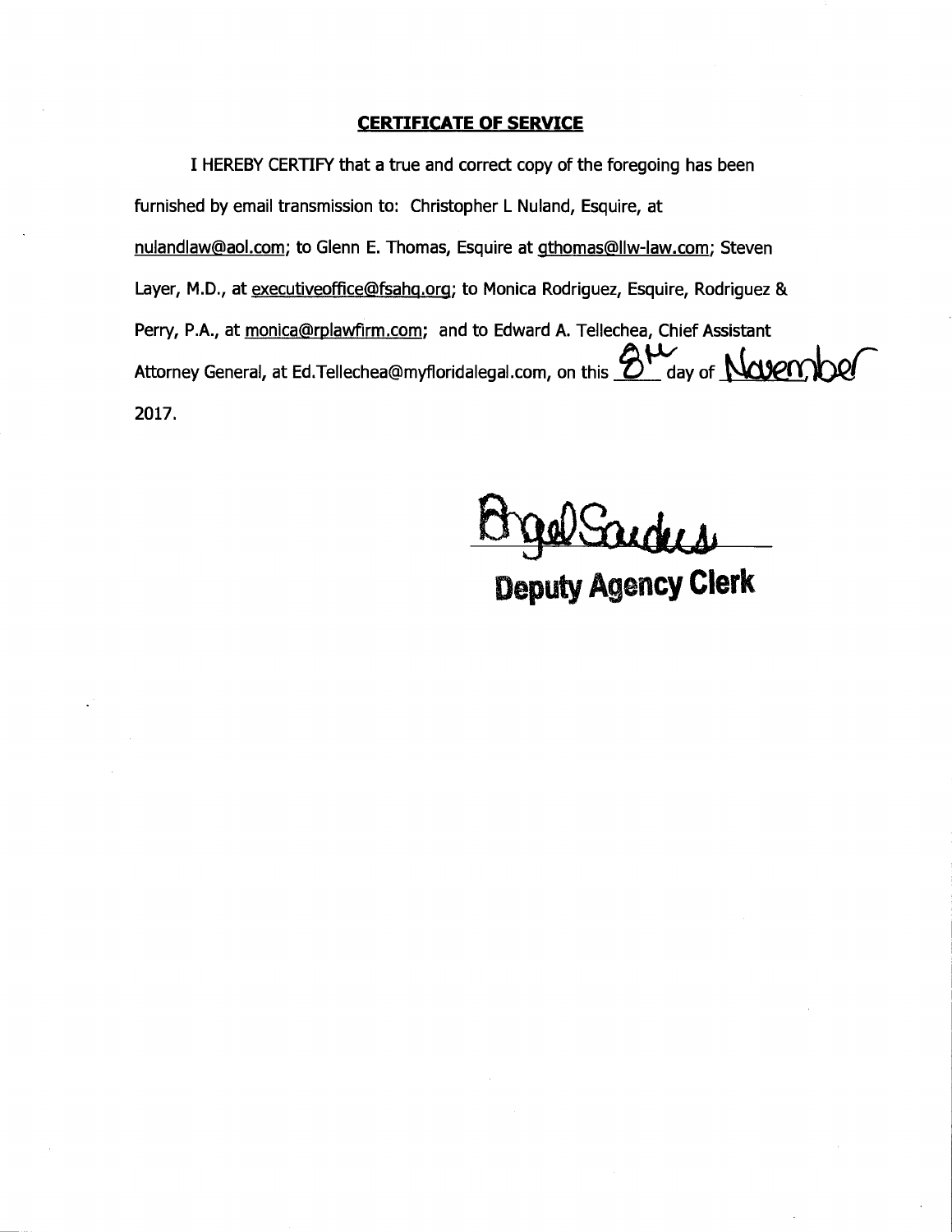**CERTIFICATE OF SERVICE**

I HEREBY CERTIFY that a true and correct copy of the foregoing has been furnished by email transmission to: Christopher L Nuland, Esquire, at nulandlaw@aol.com; to Glenn E. Thomas, Esquire at gthomas@llw-law.com; Steven Layer, M.D., at executiveoffice@fsahq.org; to Monica Rodriguez, Esquire, Rodriguez & Perry, P.A., at monica@rplawfirm.com; and to Edward A. Tellechea, Chief Assistant Attorney General, at Ed.Tellechea@myfloridalegal.com, on this 8th day of November 2017.

Angel Sanders

**Deputy Agency Clerk**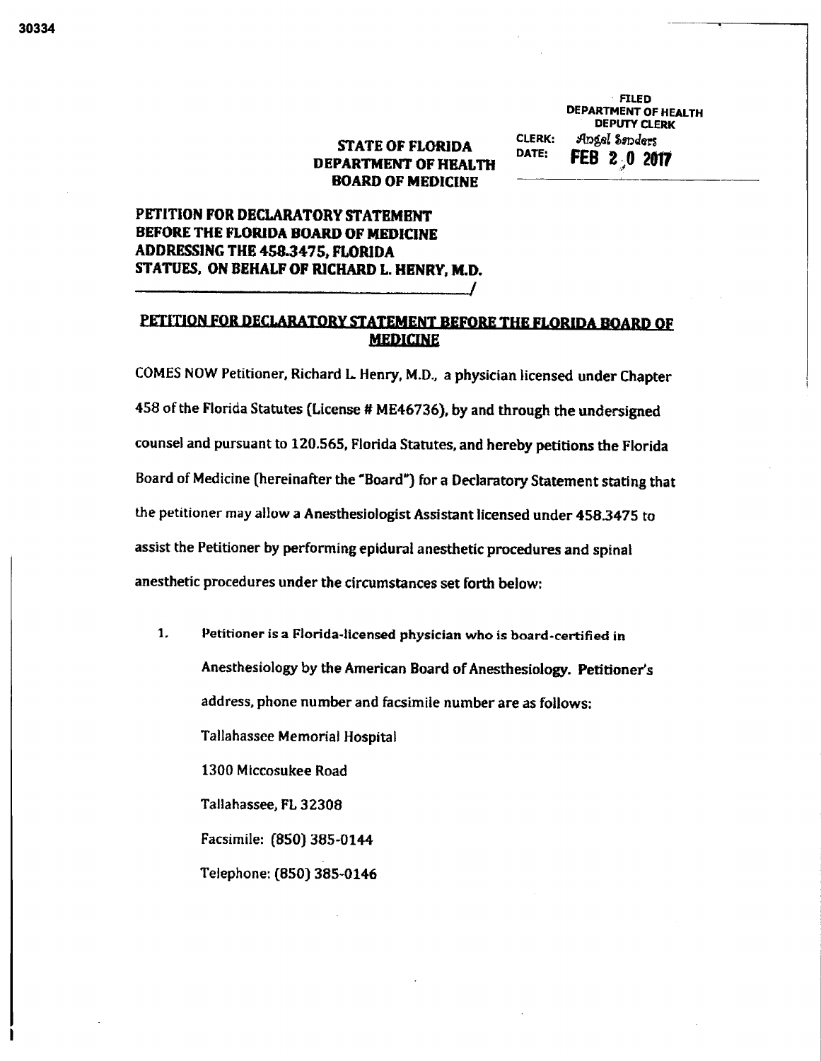FILED
DEPARTMENT OF HEALTH
DEPUTY CLERK
CLERK: Angel Sanders
DATE: FEB 20 2017

**STATE OF FLORIDA**
**DEPARTMENT OF HEALTH**
**BOARD OF MEDICINE**

**PETITION FOR DECLARATORY STATEMENT BEFORE THE FLORIDA BOARD OF MEDICINE ADDRESSING THE 458.3475, FLORIDA STATUES, ON BEHALF OF RICHARD L. HENRY, M.D.**
_______________________________________/

## PETITION FOR DECLARATORY STATEMENT BEFORE THE FLORIDA BOARD OF MEDICINE

COMES NOW Petitioner, Richard L. Henry, M.D., a physician licensed under Chapter 458 of the Florida Statutes (License # ME46736), by and through the undersigned counsel and pursuant to 120.565, Florida Statutes, and hereby petitions the Florida Board of Medicine (hereinafter the "Board") for a Declaratory Statement stating that the petitioner may allow a Anesthesiologist Assistant licensed under 458.3475 to assist the Petitioner by performing epidural anesthetic procedures and spinal anesthetic procedures under the circumstances set forth below:

1. Petitioner is a Florida-licensed physician who is board-certified in Anesthesiology by the American Board of Anesthesiology. Petitioner's address, phone number and facsimile number are as follows:

   Tallahassee Memorial Hospital

   1300 Miccosukee Road

   Tallahassee, FL 32308

   Facsimile: (850) 385-0144

   Telephone: (850) 385-0146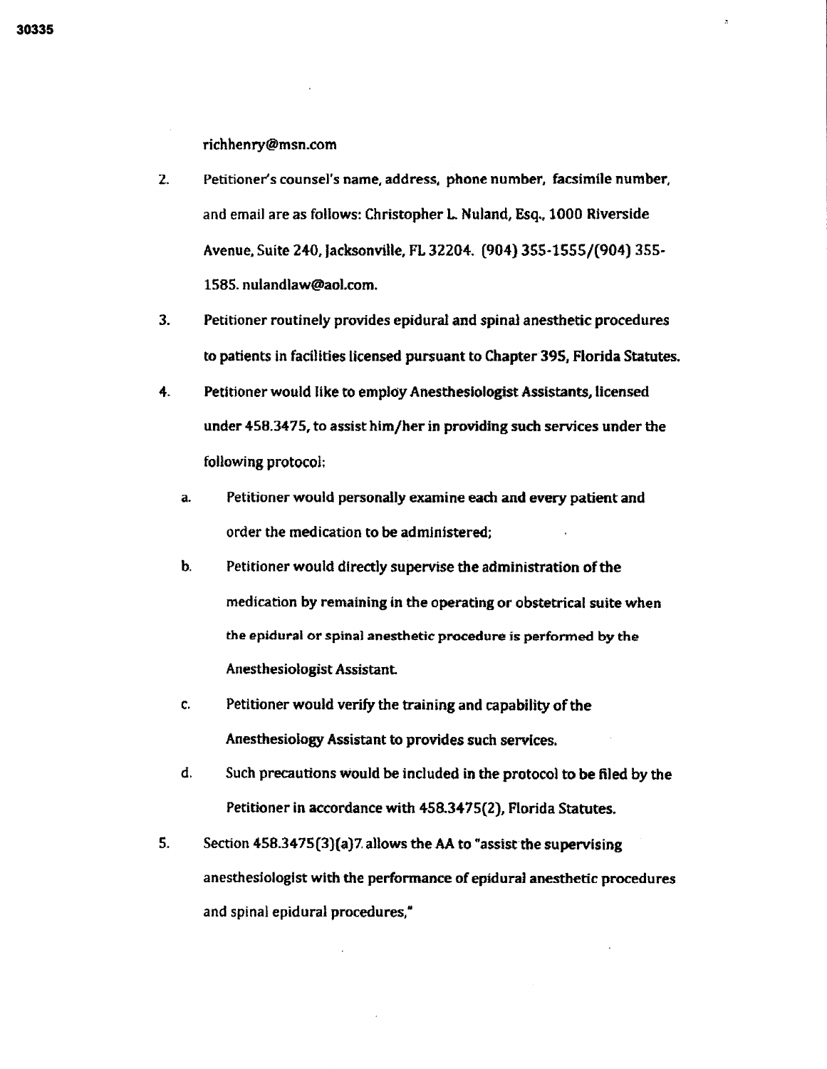richhenry@msn.com

2. Petitioner's counsel's name, address, phone number, facsimile number, and email are as follows: Christopher L. Nuland, Esq., 1000 Riverside Avenue, Suite 240, Jacksonville, FL 32204. (904) 355-1555/(904) 355-1585. nulandlaw@aol.com.

3. Petitioner routinely provides epidural and spinal anesthetic procedures to patients in facilities licensed pursuant to Chapter 395, Florida Statutes.

4. Petitioner would like to employ Anesthesiologist Assistants, licensed under 458.3475, to assist him/her in providing such services under the following protocol:

   a. Petitioner would personally examine each and every patient and order the medication to be administered;

   b. Petitioner would directly supervise the administration of the medication by remaining in the operating or obstetrical suite when the epidural or spinal anesthetic procedure is performed by the Anesthesiologist Assistant.

   c. Petitioner would verify the training and capability of the Anesthesiology Assistant to provides such services.

   d. Such precautions would be included in the protocol to be filed by the Petitioner in accordance with 458.3475(2), Florida Statutes.

5. Section 458.3475(3)(a)7. allows the AA to "assist the supervising anesthesiologist with the performance of epidural anesthetic procedures and spinal epidural procedures,"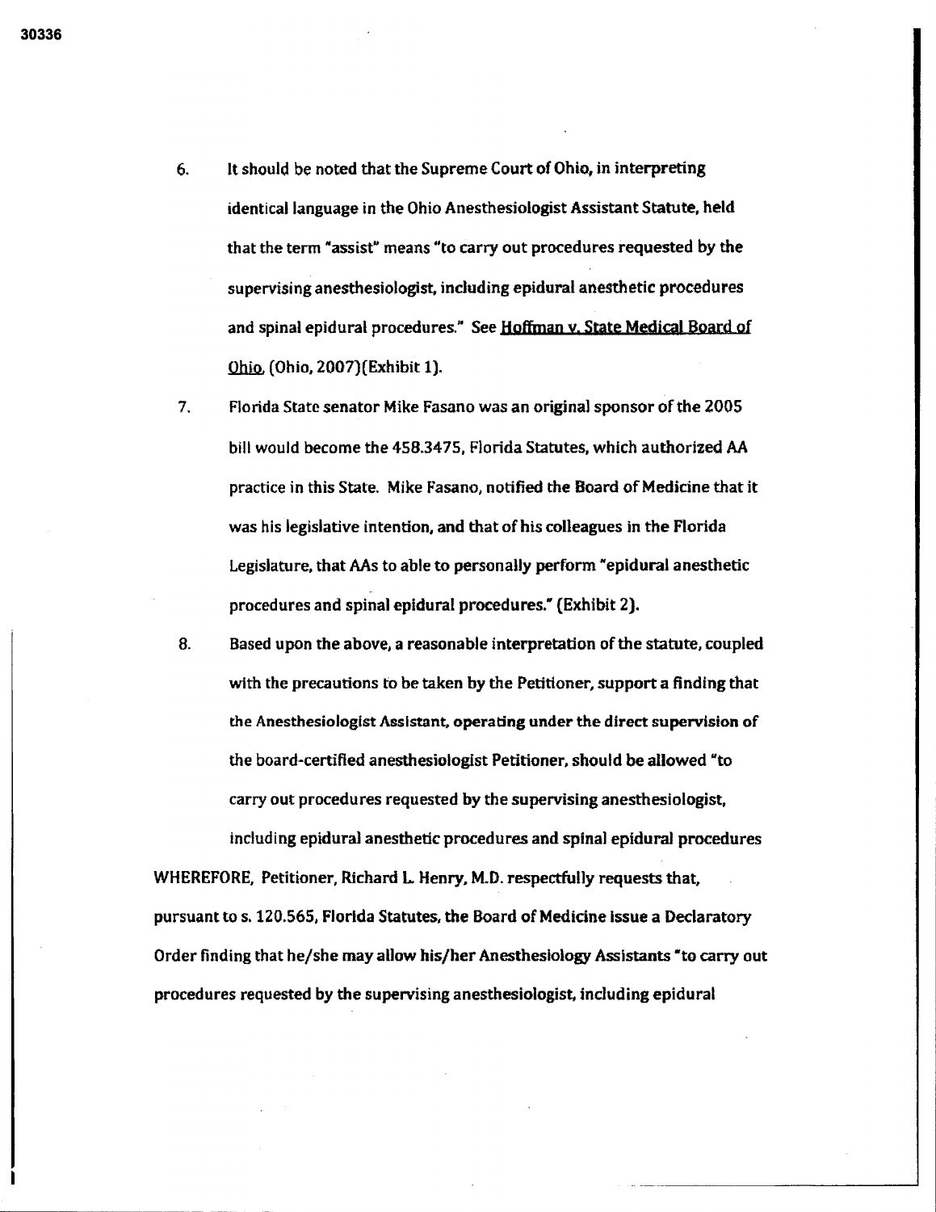6. It should be noted that the Supreme Court of Ohio, in interpreting identical language in the Ohio Anesthesiologist Assistant Statute, held that the term "assist" means "to carry out procedures requested by the supervising anesthesiologist, including epidural anesthetic procedures and spinal epidural procedures." See Hoffman v. State Medical Board of Ohio, (Ohio, 2007)(Exhibit 1).

7. Florida State senator Mike Fasano was an original sponsor of the 2005 bill would become the 458.3475, Florida Statutes, which authorized AA practice in this State. Mike Fasano, notified the Board of Medicine that it was his legislative intention, and that of his colleagues in the Florida Legislature, that AAs to able to personally perform "epidural anesthetic procedures and spinal epidural procedures." (Exhibit 2).

8. Based upon the above, a reasonable interpretation of the statute, coupled with the precautions to be taken by the Petitioner, support a finding that the Anesthesiologist Assistant, operating under the direct supervision of the board-certified anesthesiologist Petitioner, should be allowed "to carry out procedures requested by the supervising anesthesiologist, including epidural anesthetic procedures and spinal epidural procedures

WHEREFORE, Petitioner, Richard L. Henry, M.D. respectfully requests that, pursuant to s. 120.565, Florida Statutes, the Board of Medicine issue a Declaratory Order finding that he/she may allow his/her Anesthesiology Assistants "to carry out procedures requested by the supervising anesthesiologist, including epidural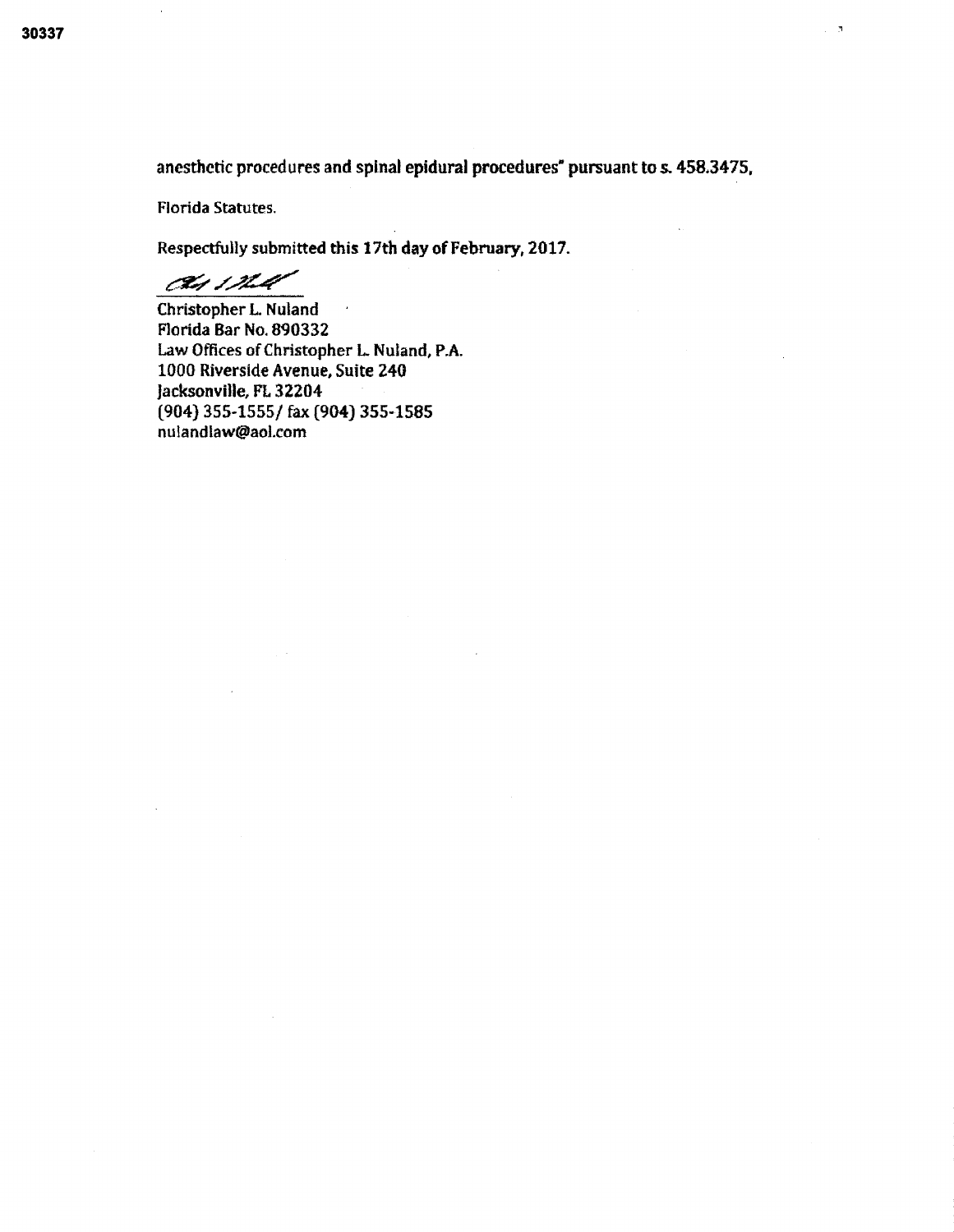anesthetic procedures and spinal epidural procedures" pursuant to s. 458.3475, Florida Statutes.

Respectfully submitted this 17th day of February, 2017.

Christopher L. Nuland
Florida Bar No. 890332
Law Offices of Christopher L. Nuland, P.A.
1000 Riverside Avenue, Suite 240
Jacksonville, FL 32204
(904) 355-1555/ fax (904) 355-1585
nulandlaw@aol.com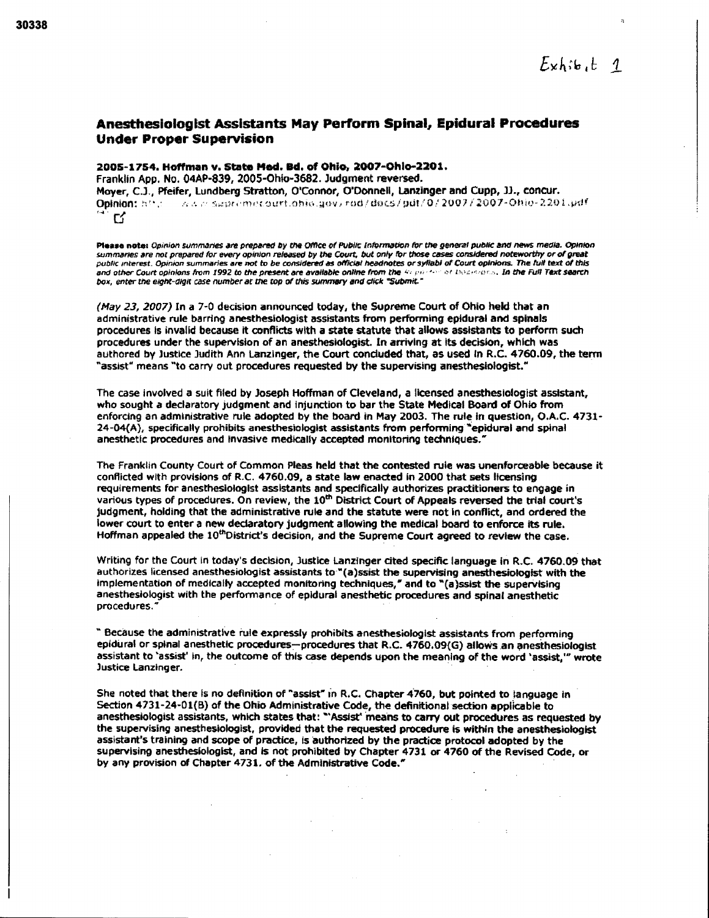Exhibit 1

## Anesthesiologist Assistants May Perform Spinal, Epidural Procedures Under Proper Supervision

**2005-1754. Hoffman v. State Med. Bd. of Ohio, 2007-Ohio-2201.**
Franklin App. No. 04AP-839, 2005-Ohio-3682. Judgment reversed.
Moyer, C.J., Pfeifer, Lundberg Stratton, O'Connor, O'Donnell, Lanzinger and Cupp, JJ., concur.
Opinion: http://www.supremecourt.ohio.gov/rod/docs/pdf/0/2007/2007-Ohio-2201.pdf

**Please note:** *Opinion summaries are prepared by the Office of Public Information for the general public and news media. Opinion summaries are not prepared for every opinion released by the Court, but only for those cases considered noteworthy or of great public interest. Opinion summaries are not to be considered as official headnotes or syllabi of Court opinions. The full text of this and other Court opinions from 1992 to the present are available online from the Reporter of Decisions. In the Full Text search box, enter the eight-digit case number at the top of this summary and click "Submit."*

*(May 23, 2007)* In a 7-0 decision announced today, the Supreme Court of Ohio held that an administrative rule barring anesthesiologist assistants from performing epidural and spinals procedures is invalid because it conflicts with a state statute that allows assistants to perform such procedures under the supervision of an anesthesiologist. In arriving at its decision, which was authored by Justice Judith Ann Lanzinger, the Court concluded that, as used in R.C. 4760.09, the term "assist" means "to carry out procedures requested by the supervising anesthesiologist."

The case involved a suit filed by Joseph Hoffman of Cleveland, a licensed anesthesiologist assistant, who sought a declaratory judgment and injunction to bar the State Medical Board of Ohio from enforcing an administrative rule adopted by the board in May 2003. The rule in question, O.A.C. 4731-24-04(A), specifically prohibits anesthesiologist assistants from performing "epidural and spinal anesthetic procedures and invasive medically accepted monitoring techniques."

The Franklin County Court of Common Pleas held that the contested rule was unenforceable because it conflicted with provisions of R.C. 4760.09, a state law enacted in 2000 that sets licensing requirements for anesthesiologist assistants and specifically authorizes practitioners to engage in various types of procedures. On review, the 10th District Court of Appeals reversed the trial court's judgment, holding that the administrative rule and the statute were not in conflict, and ordered the lower court to enter a new declaratory judgment allowing the medical board to enforce its rule. Hoffman appealed the 10th District's decision, and the Supreme Court agreed to review the case.

Writing for the Court in today's decision, Justice Lanzinger cited specific language in R.C. 4760.09 that authorizes licensed anesthesiologist assistants to "(a)ssist the supervising anesthesiologist with the implementation of medically accepted monitoring techniques," and to "(a)ssist the supervising anesthesiologist with the performance of epidural anesthetic procedures and spinal anesthetic procedures."

" Because the administrative rule expressly prohibits anesthesiologist assistants from performing epidural or spinal anesthetic procedures—procedures that R.C. 4760.09(G) allows an anesthesiologist assistant to 'assist' in, the outcome of this case depends upon the meaning of the word 'assist,'" wrote Justice Lanzinger.

She noted that there is no definition of "assist" in R.C. Chapter 4760, but pointed to language in Section 4731-24-01(B) of the Ohio Administrative Code, the definitional section applicable to anesthesiologist assistants, which states that: "'Assist' means to carry out procedures as requested by the supervising anesthesiologist, provided that the requested procedure is within the anesthesiologist assistant's training and scope of practice, is authorized by the practice protocol adopted by the supervising anesthesiologist, and is not prohibited by Chapter 4731 or 4760 of the Revised Code, or by any provision of Chapter 4731. of the Administrative Code."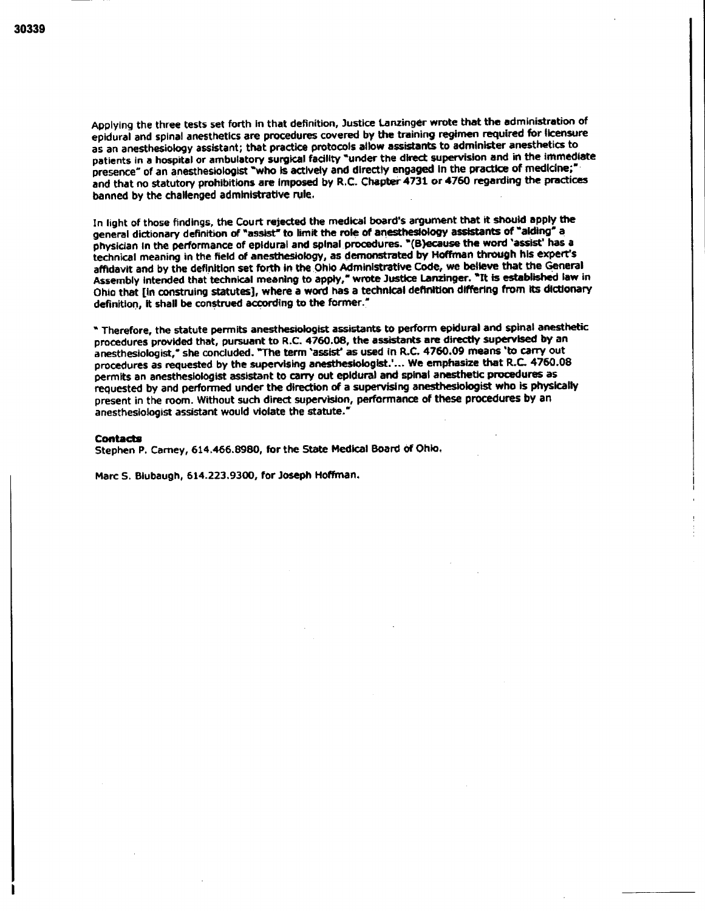Applying the three tests set forth in that definition, Justice Lanzinger wrote that the administration of epidural and spinal anesthetics are procedures covered by the training regimen required for licensure as an anesthesiology assistant; that practice protocols allow assistants to administer anesthetics to patients in a hospital or ambulatory surgical facility "under the direct supervision and in the immediate presence" of an anesthesiologist "who is actively and directly engaged in the practice of medicine;" and that no statutory prohibitions are imposed by R.C. Chapter 4731 or 4760 regarding the practices banned by the challenged administrative rule.

In light of those findings, the Court rejected the medical board's argument that it should apply the general dictionary definition of "assist" to limit the role of anesthesiology assistants of "aiding" a physician in the performance of epidural and spinal procedures. "(B)ecause the word 'assist' has a technical meaning in the field of anesthesiology, as demonstrated by Hoffman through his expert's affidavit and by the definition set forth in the Ohio Administrative Code, we believe that the General Assembly intended that technical meaning to apply," wrote Justice Lanzinger. "It is established law in Ohio that [in construing statutes], where a word has a technical definition differing from its dictionary definition, it shall be construed according to the former."

" Therefore, the statute permits anesthesiologist assistants to perform epidural and spinal anesthetic procedures provided that, pursuant to R.C. 4760.08, the assistants are directly supervised by an anesthesiologist," she concluded. "The term 'assist' as used in R.C. 4760.09 means 'to carry out procedures as requested by the supervising anesthesiologist.'... We emphasize that R.C. 4760.08 permits an anesthesiologist assistant to carry out epidural and spinal anesthetic procedures as requested by and performed under the direction of a supervising anesthesiologist who is physically present in the room. Without such direct supervision, performance of these procedures by an anesthesiologist assistant would violate the statute."

**Contacts**

Stephen P. Carney, 614.466.8980, for the State Medical Board of Ohio.

Marc S. Blubaugh, 614.223.9300, for Joseph Hoffman.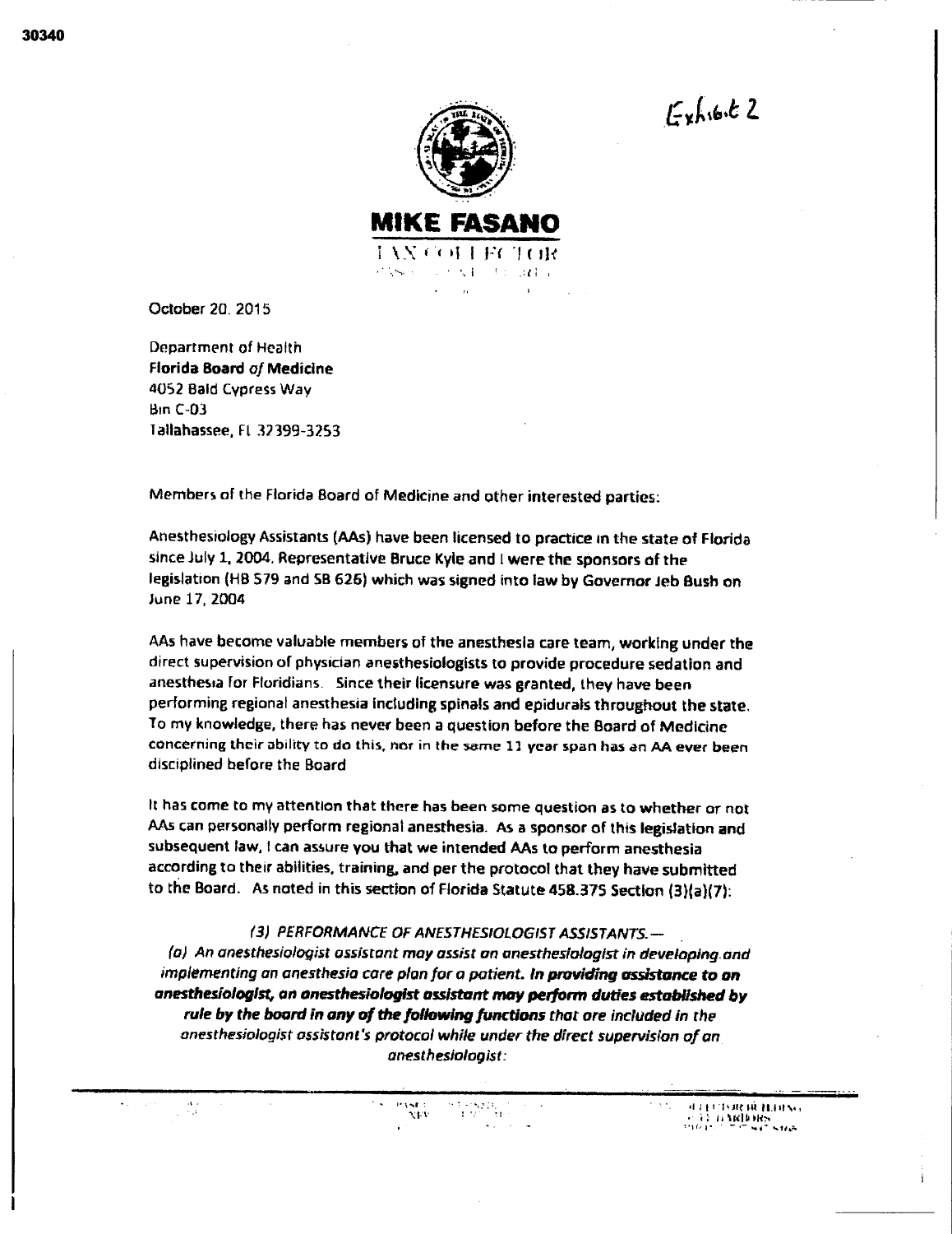30340

Exhibit 2

**MIKE FASANO**

TAX COLLECTOR

October 20, 2015

Department of Health
**Florida Board** *of* **Medicine**
4052 Bald Cypress Way
Bin C-03
Tallahassee, FL 32399-3253

Members of the Florida Board of Medicine and other interested parties:

Anesthesiology Assistants (AAs) have been licensed to practice in the state of Florida since July 1, 2004. Representative Bruce Kyle and I were the sponsors of the legislation (HB 579 and SB 626) which was signed into law by Governor Jeb Bush on June 17, 2004

AAs have become valuable members of the anesthesia care team, working under the direct supervision of physician anesthesiologists to provide procedure sedation and anesthesia for Floridians. Since their licensure was granted, they have been performing regional anesthesia including spinals and epidurals throughout the state. To my knowledge, there has never been a question before the Board of Medicine concerning their ability to do this, nor in the same 11 year span has an AA ever been disciplined before the Board

It has come to my attention that there has been some question as to whether or not AAs can personally perform regional anesthesia. As a sponsor of this legislation and subsequent law, I can assure you that we intended AAs to perform anesthesia according to their abilities, training, and per the protocol that they have submitted to the Board. As noted in this section of Florida Statute 458.375 Section (3)(a)(7):

*(3) PERFORMANCE OF ANESTHESIOLOGIST ASSISTANTS.—*

*(a) An anesthesiologist assistant may assist an anesthesiologist in developing and implementing an anesthesia care plan for a patient.* ***In providing assistance to an anesthesiologist, an anesthesiologist assistant may perform duties established by rule by the board in any of the following functions*** *that are included in the anesthesiologist assistant's protocol while under the direct supervision of an anesthesiologist:*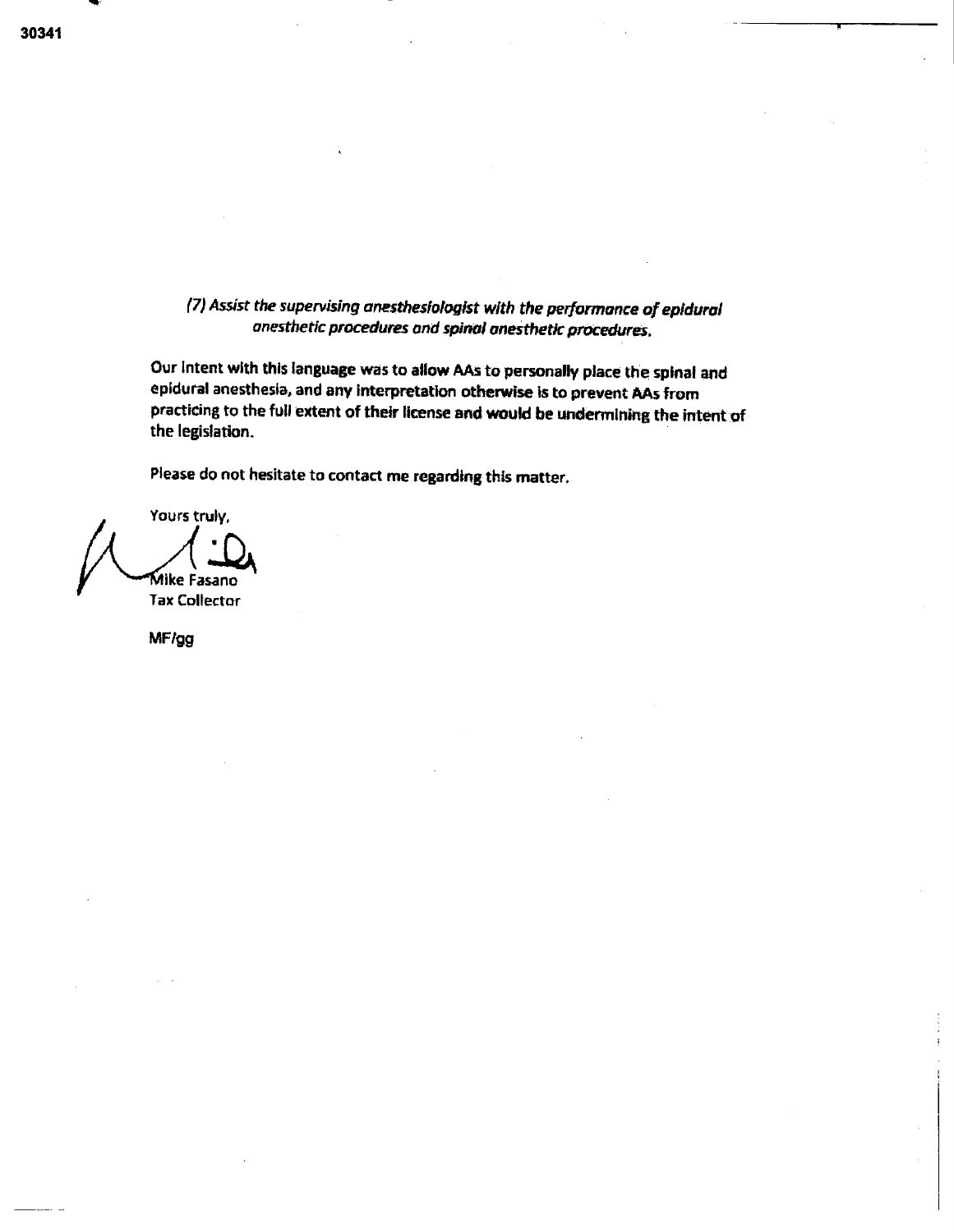*(7) Assist the supervising anesthesiologist with the performance of epidural anesthetic procedures and spinal anesthetic procedures.*

Our intent with this language was to allow AAs to personally place the spinal and epidural anesthesia, and any interpretation otherwise is to prevent AAs from practicing to the full extent of their license and would be undermining the intent of the legislation.

Please do not hesitate to contact me regarding this matter.

Yours truly,

Mike Fasano
Tax Collector

MF/gg